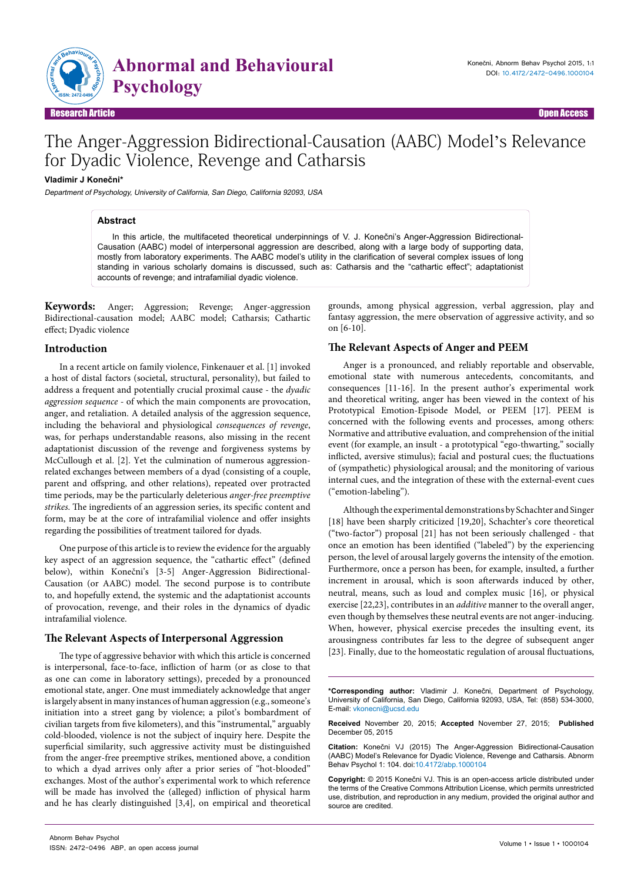Research Article | Open Access

# The Anger-Aggression Bidirectional-Causation (AABC) Model's Relevance for Dyadic Violence, Revenge and Catharsis

**Vladimir J Konečni***

*Department of Psychology, University of California, San Diego, California 92093, USA*

## Abstract

In this article, the multifaceted theoretical underpinnings of V. J. Konečni's Anger-Aggression Bidirectional-Causation (AABC) model of interpersonal aggression are described, along with a large body of supporting data, mostly from laboratory experiments. The AABC model's utility in the clarification of several complex issues of long standing in various scholarly domains is discussed, such as: Catharsis and the "cathartic effect"; adaptationist accounts of revenge; and intrafamilial dyadic violence.

**Keywords:** Anger; Aggression; Revenge; Anger-aggression Bidirectional-causation model; AABC model; Catharsis; Cathartic effect; Dyadic violence

## Introduction

In a recent article on family violence, Finkenauer et al. [1] invoked a host of distal factors (societal, structural, personality), but failed to address a frequent and potentially crucial proximal cause - the *dyadic aggression sequence* - of which the main components are provocation, anger, and retaliation. A detailed analysis of the aggression sequence, including the behavioral and physiological *consequences of revenge*, was, for perhaps understandable reasons, also missing in the recent adaptationist discussion of the revenge and forgiveness systems by McCullough et al. [2]. Yet the culmination of numerous aggression-related exchanges between members of a dyad (consisting of a couple, parent and offspring, and other relations), repeated over protracted time periods, may be the particularly deleterious *anger-free preemptive strikes*. The ingredients of an aggression series, its specific content and form, may be at the core of intrafamilial violence and offer insights regarding the possibilities of treatment tailored for dyads.

One purpose of this article is to review the evidence for the arguably key aspect of an aggression sequence, the "cathartic effect" (defined below), within Konečni's [3-5] Anger-Aggression Bidirectional-Causation (or AABC) model. The second purpose is to contribute to, and hopefully extend, the systemic and the adaptationist accounts of provocation, revenge, and their roles in the dynamics of dyadic intrafamilial violence.

## The Relevant Aspects of Interpersonal Aggression

The type of aggressive behavior with which this article is concerned is interpersonal, face-to-face, infliction of harm (or as close to that as one can come in laboratory settings), preceded by a pronounced emotional state, anger. One must immediately acknowledge that anger is largely absent in many instances of human aggression (e.g., someone's initiation into a street gang by violence; a pilot's bombardment of civilian targets from five kilometers), and this "instrumental," arguably cold-blooded, violence is not the subject of inquiry here. Despite the superficial similarity, such aggressive activity must be distinguished from the anger-free preemptive strikes, mentioned above, a condition to which a dyad arrives only after a prior series of "hot-blooded" exchanges. Most of the author's experimental work to which reference will be made has involved the (alleged) infliction of physical harm and he has clearly distinguished [3,4], on empirical and theoretical grounds, among physical aggression, verbal aggression, play and fantasy aggression, the mere observation of aggressive activity, and so on [6-10].

## The Relevant Aspects of Anger and PEEM

Anger is a pronounced, and reliably reportable and observable, emotional state with numerous antecedents, concomitants, and consequences [11-16]. In the present author's experimental work and theoretical writing, anger has been viewed in the context of his Prototypical Emotion-Episode Model, or PEEM [17]. PEEM is concerned with the following events and processes, among others: Normative and attributive evaluation, and comprehension of the initial event (for example, an insult - a prototypical "ego-thwarting," socially inflicted, aversive stimulus); facial and postural cues; the fluctuations of (sympathetic) physiological arousal; and the monitoring of various internal cues, and the integration of these with the external-event cues ("emotion-labeling").

Although the experimental demonstrations by Schachter and Singer [18] have been sharply criticized [19,20], Schachter's core theoretical ("two-factor") proposal [21] has not been seriously challenged - that once an emotion has been identified ("labeled") by the experiencing person, the level of arousal largely governs the intensity of the emotion. Furthermore, once a person has been, for example, insulted, a further increment in arousal, which is soon afterwards induced by other, neutral, means, such as loud and complex music [16], or physical exercise [22,23], contributes in an *additive* manner to the overall anger, even though by themselves these neutral events are not anger-inducing. When, however, physical exercise precedes the insulting event, its arousingness contributes far less to the degree of subsequent anger [23]. Finally, due to the homeostatic regulation of arousal fluctuations,

---

***Corresponding author:** Vladimir J. Konečni, Department of Psychology, University of California, San Diego, California 92093, USA, Tel: (858) 534-3000, E-mail: vkonecni@ucsd.edu

**Received** November 20, 2015; **Accepted** November 27, 2015; **Published** December 05, 2015

**Citation:** Konečni VJ (2015) The Anger-Aggression Bidirectional-Causation (AABC) Model's Relevance for Dyadic Violence, Revenge and Catharsis. Abnorm Behav Psychol 1: 104. doi:10.4172/abp.1000104

**Copyright:** © 2015 Konečni VJ. This is an open-access article distributed under the terms of the Creative Commons Attribution License, which permits unrestricted use, distribution, and reproduction in any medium, provided the original author and source are credited.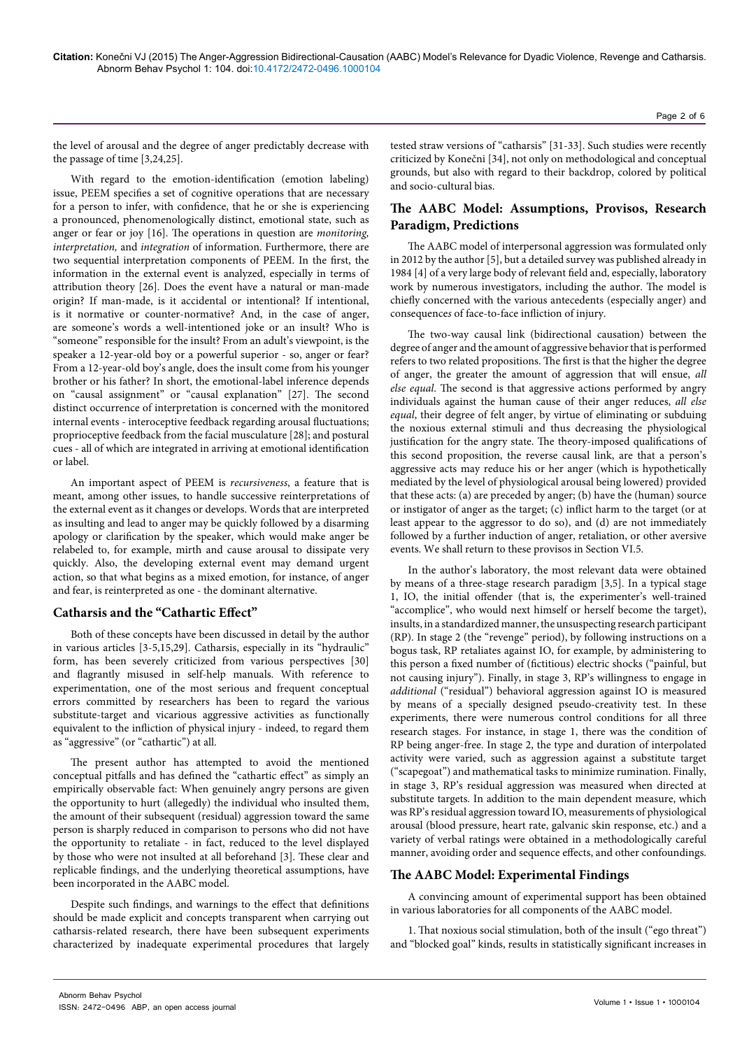the level of arousal and the degree of anger predictably decrease with the passage of time [3,24,25].

With regard to the emotion-identification (emotion labeling) issue, PEEM specifies a set of cognitive operations that are necessary for a person to infer, with confidence, that he or she is experiencing a pronounced, phenomenologically distinct, emotional state, such as anger or fear or joy [16]. The operations in question are *monitoring, interpretation,* and *integration* of information. Furthermore, there are two sequential interpretation components of PEEM. In the first, the information in the external event is analyzed, especially in terms of attribution theory [26]. Does the event have a natural or man-made origin? If man-made, is it accidental or intentional? If intentional, is it normative or counter-normative? And, in the case of anger, are someone's words a well-intentioned joke or an insult? Who is "someone" responsible for the insult? From an adult's viewpoint, is the speaker a 12-year-old boy or a powerful superior - so, anger or fear? From a 12-year-old boy's angle, does the insult come from his younger brother or his father? In short, the emotional-label inference depends on "causal assignment" or "causal explanation" [27]. The second distinct occurrence of interpretation is concerned with the monitored internal events - interoceptive feedback regarding arousal fluctuations; proprioceptive feedback from the facial musculature [28]; and postural cues - all of which are integrated in arriving at emotional identification or label.

An important aspect of PEEM is *recursiveness*, a feature that is meant, among other issues, to handle successive reinterpretations of the external event as it changes or develops. Words that are interpreted as insulting and lead to anger may be quickly followed by a disarming apology or clarification by the speaker, which would make anger be relabeled to, for example, mirth and cause arousal to dissipate very quickly. Also, the developing external event may demand urgent action, so that what begins as a mixed emotion, for instance, of anger and fear, is reinterpreted as one - the dominant alternative.

## Catharsis and the "Cathartic Effect"

Both of these concepts have been discussed in detail by the author in various articles [3-5,15,29]. Catharsis, especially in its "hydraulic" form, has been severely criticized from various perspectives [30] and flagrantly misused in self-help manuals. With reference to experimentation, one of the most serious and frequent conceptual errors committed by researchers has been to regard the various substitute-target and vicarious aggressive activities as functionally equivalent to the infliction of physical injury - indeed, to regard them as "aggressive" (or "cathartic") at all.

The present author has attempted to avoid the mentioned conceptual pitfalls and has defined the "cathartic effect" as simply an empirically observable fact: When genuinely angry persons are given the opportunity to hurt (allegedly) the individual who insulted them, the amount of their subsequent (residual) aggression toward the same person is sharply reduced in comparison to persons who did not have the opportunity to retaliate - in fact, reduced to the level displayed by those who were not insulted at all beforehand [3]. These clear and replicable findings, and the underlying theoretical assumptions, have been incorporated in the AABC model.

Despite such findings, and warnings to the effect that definitions should be made explicit and concepts transparent when carrying out catharsis-related research, there have been subsequent experiments characterized by inadequate experimental procedures that largely tested straw versions of "catharsis" [31-33]. Such studies were recently criticized by Konečni [34], not only on methodological and conceptual grounds, but also with regard to their backdrop, colored by political and socio-cultural bias.

## The AABC Model: Assumptions, Provisos, Research Paradigm, Predictions

The AABC model of interpersonal aggression was formulated only in 2012 by the author [5], but a detailed survey was published already in 1984 [4] of a very large body of relevant field and, especially, laboratory work by numerous investigators, including the author. The model is chiefly concerned with the various antecedents (especially anger) and consequences of face-to-face infliction of injury.

The two-way causal link (bidirectional causation) between the degree of anger and the amount of aggressive behavior that is performed refers to two related propositions. The first is that the higher the degree of anger, the greater the amount of aggression that will ensue, *all else equal*. The second is that aggressive actions performed by angry individuals against the human cause of their anger reduces, *all else equal*, their degree of felt anger, by virtue of eliminating or subduing the noxious external stimuli and thus decreasing the physiological justification for the angry state. The theory-imposed qualifications of this second proposition, the reverse causal link, are that a person's aggressive acts may reduce his or her anger (which is hypothetically mediated by the level of physiological arousal being lowered) provided that these acts: (a) are preceded by anger; (b) have the (human) source or instigator of anger as the target; (c) inflict harm to the target (or at least appear to the aggressor to do so), and (d) are not immediately followed by a further induction of anger, retaliation, or other aversive events. We shall return to these provisos in Section VI.5.

In the author's laboratory, the most relevant data were obtained by means of a three-stage research paradigm [3,5]. In a typical stage 1, IO, the initial offender (that is, the experimenter's well-trained "accomplice", who would next himself or herself become the target), insults, in a standardized manner, the unsuspecting research participant (RP). In stage 2 (the "revenge" period), by following instructions on a bogus task, RP retaliates against IO, for example, by administering to this person a fixed number of (fictitious) electric shocks ("painful, but not causing injury"). Finally, in stage 3, RP's willingness to engage in *additional* ("residual") behavioral aggression against IO is measured by means of a specially designed pseudo-creativity test. In these experiments, there were numerous control conditions for all three research stages. For instance, in stage 1, there was the condition of RP being anger-free. In stage 2, the type and duration of interpolated activity were varied, such as aggression against a substitute target ("scapegoat") and mathematical tasks to minimize rumination. Finally, in stage 3, RP's residual aggression was measured when directed at substitute targets. In addition to the main dependent measure, which was RP's residual aggression toward IO, measurements of physiological arousal (blood pressure, heart rate, galvanic skin response, etc.) and a variety of verbal ratings were obtained in a methodologically careful manner, avoiding order and sequence effects, and other confoundings.

## The AABC Model: Experimental Findings

A convincing amount of experimental support has been obtained in various laboratories for all components of the AABC model.

1. That noxious social stimulation, both of the insult ("ego threat") and "blocked goal" kinds, results in statistically significant increases in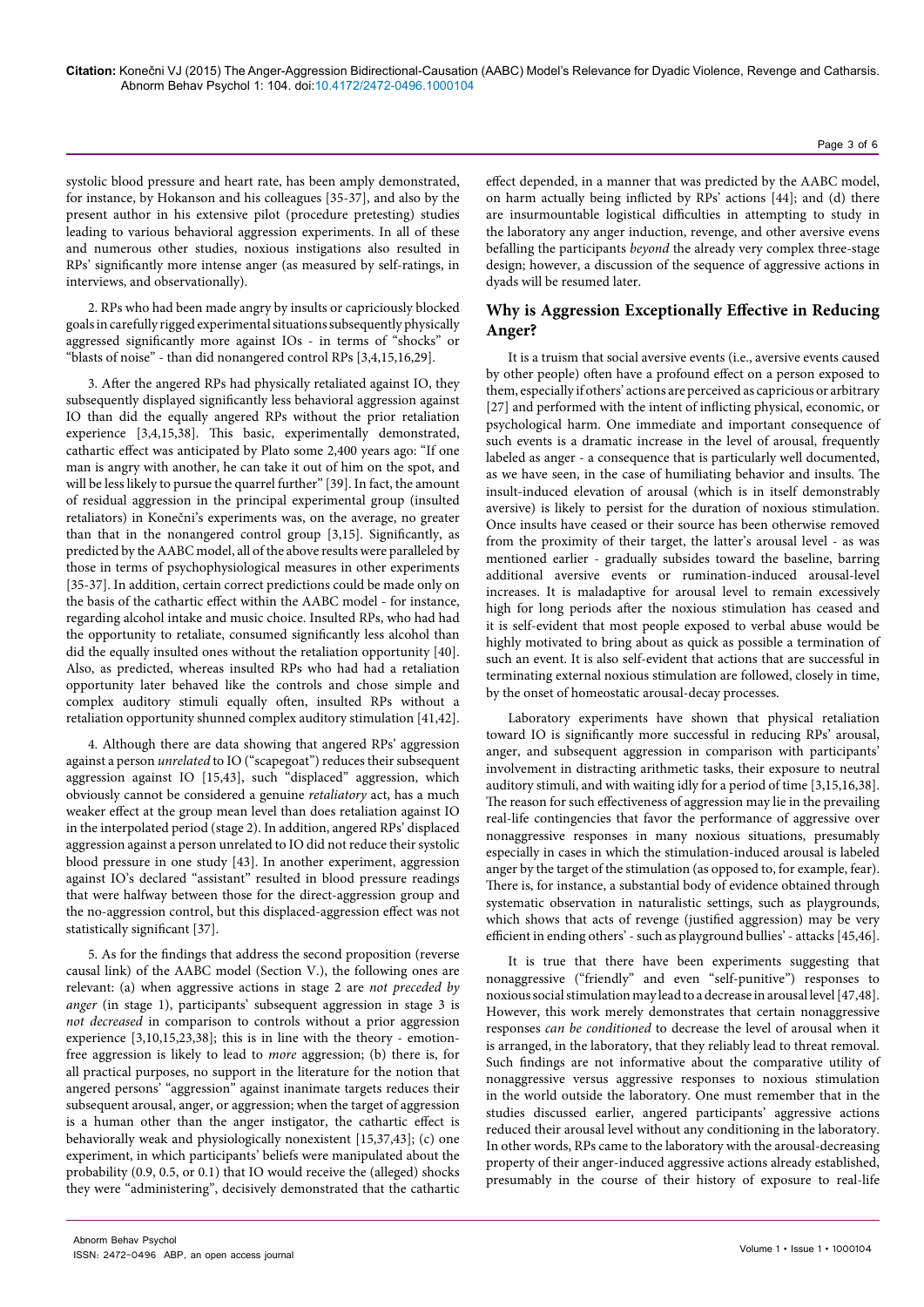systolic blood pressure and heart rate, has been amply demonstrated, for instance, by Hokanson and his colleagues [35-37], and also by the present author in his extensive pilot (procedure pretesting) studies leading to various behavioral aggression experiments. In all of these and numerous other studies, noxious instigations also resulted in RPs' significantly more intense anger (as measured by self-ratings, in interviews, and observationally).

2. RPs who had been made angry by insults or capriciously blocked goals in carefully rigged experimental situations subsequently physically aggressed significantly more against IOs - in terms of "shocks" or "blasts of noise" - than did nonangered control RPs [3,4,15,16,29].

3. After the angered RPs had physically retaliated against IO, they subsequently displayed significantly less behavioral aggression against IO than did the equally angered RPs without the prior retaliation experience [3,4,15,38]. This basic, experimentally demonstrated, cathartic effect was anticipated by Plato some 2,400 years ago: "If one man is angry with another, he can take it out of him on the spot, and will be less likely to pursue the quarrel further" [39]. In fact, the amount of residual aggression in the principal experimental group (insulted retaliators) in Konečni's experiments was, on the average, no greater than that in the nonangered control group [3,15]. Significantly, as predicted by the AABC model, all of the above results were paralleled by those in terms of psychophysiological measures in other experiments [35-37]. In addition, certain correct predictions could be made only on the basis of the cathartic effect within the AABC model - for instance, regarding alcohol intake and music choice. Insulted RPs, who had had the opportunity to retaliate, consumed significantly less alcohol than did the equally insulted ones without the retaliation opportunity [40]. Also, as predicted, whereas insulted RPs who had had a retaliation opportunity later behaved like the controls and chose simple and complex auditory stimuli equally often, insulted RPs without a retaliation opportunity shunned complex auditory stimulation [41,42].

4. Although there are data showing that angered RPs' aggression against a person *unrelated* to IO ("scapegoat") reduces their subsequent aggression against IO [15,43], such "displaced" aggression, which obviously cannot be considered a genuine *retaliatory* act, has a much weaker effect at the group mean level than does retaliation against IO in the interpolated period (stage 2). In addition, angered RPs' displaced aggression against a person unrelated to IO did not reduce their systolic blood pressure in one study [43]. In another experiment, aggression against IO's declared "assistant" resulted in blood pressure readings that were halfway between those for the direct-aggression group and the no-aggression control, but this displaced-aggression effect was not statistically significant [37].

5. As for the findings that address the second proposition (reverse causal link) of the AABC model (Section V.), the following ones are relevant: (a) when aggressive actions in stage 2 are *not preceded by anger* (in stage 1), participants' subsequent aggression in stage 3 is *not decreased* in comparison to controls without a prior aggression experience [3,10,15,23,38]; this is in line with the theory - emotion-free aggression is likely to lead to *more* aggression; (b) there is, for all practical purposes, no support in the literature for the notion that angered persons' "aggression" against inanimate targets reduces their subsequent arousal, anger, or aggression; when the target of aggression is a human other than the anger instigator, the cathartic effect is behaviorally weak and physiologically nonexistent [15,37,43]; (c) one experiment, in which participants' beliefs were manipulated about the probability (0.9, 0.5, or 0.1) that IO would receive the (alleged) shocks they were "administering", decisively demonstrated that the cathartic effect depended, in a manner that was predicted by the AABC model, on harm actually being inflicted by RPs' actions [44]; and (d) there are insurmountable logistical difficulties in attempting to study in the laboratory any anger induction, revenge, and other aversive evens befalling the participants *beyond* the already very complex three-stage design; however, a discussion of the sequence of aggressive actions in dyads will be resumed later.

## Why is Aggression Exceptionally Effective in Reducing Anger?

It is a truism that social aversive events (i.e., aversive events caused by other people) often have a profound effect on a person exposed to them, especially if others' actions are perceived as capricious or arbitrary [27] and performed with the intent of inflicting physical, economic, or psychological harm. One immediate and important consequence of such events is a dramatic increase in the level of arousal, frequently labeled as anger - a consequence that is particularly well documented, as we have seen, in the case of humiliating behavior and insults. The insult-induced elevation of arousal (which is in itself demonstrably aversive) is likely to persist for the duration of noxious stimulation. Once insults have ceased or their source has been otherwise removed from the proximity of their target, the latter's arousal level - as was mentioned earlier - gradually subsides toward the baseline, barring additional aversive events or rumination-induced arousal-level increases. It is maladaptive for arousal level to remain excessively high for long periods after the noxious stimulation has ceased and it is self-evident that most people exposed to verbal abuse would be highly motivated to bring about as quick as possible a termination of such an event. It is also self-evident that actions that are successful in terminating external noxious stimulation are followed, closely in time, by the onset of homeostatic arousal-decay processes.

Laboratory experiments have shown that physical retaliation toward IO is significantly more successful in reducing RPs' arousal, anger, and subsequent aggression in comparison with participants' involvement in distracting arithmetic tasks, their exposure to neutral auditory stimuli, and with waiting idly for a period of time [3,15,16,38]. The reason for such effectiveness of aggression may lie in the prevailing real-life contingencies that favor the performance of aggressive over nonaggressive responses in many noxious situations, presumably especially in cases in which the stimulation-induced arousal is labeled anger by the target of the stimulation (as opposed to, for example, fear). There is, for instance, a substantial body of evidence obtained through systematic observation in naturalistic settings, such as playgrounds, which shows that acts of revenge (justified aggression) may be very efficient in ending others' - such as playground bullies' - attacks [45,46].

It is true that there have been experiments suggesting that nonaggressive ("friendly" and even "self-punitive") responses to noxious social stimulation may lead to a decrease in arousal level [47,48]. However, this work merely demonstrates that certain nonaggressive responses *can be conditioned* to decrease the level of arousal when it is arranged, in the laboratory, that they reliably lead to threat removal. Such findings are not informative about the comparative utility of nonaggressive versus aggressive responses to noxious stimulation in the world outside the laboratory. One must remember that in the studies discussed earlier, angered participants' aggressive actions reduced their arousal level without any conditioning in the laboratory. In other words, RPs came to the laboratory with the arousal-decreasing property of their anger-induced aggressive actions already established, presumably in the course of their history of exposure to real-life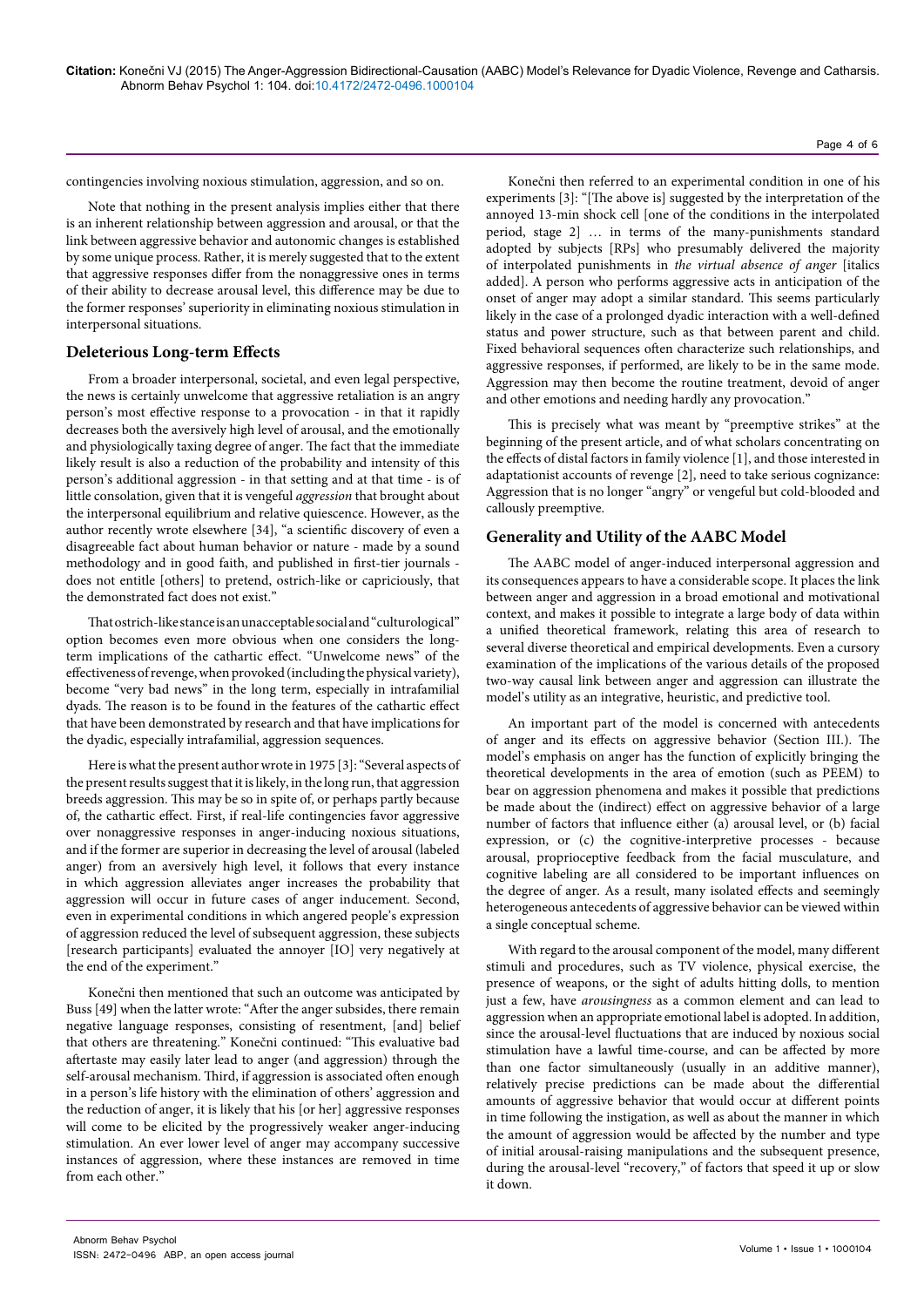contingencies involving noxious stimulation, aggression, and so on.

Note that nothing in the present analysis implies either that there is an inherent relationship between aggression and arousal, or that the link between aggressive behavior and autonomic changes is established by some unique process. Rather, it is merely suggested that to the extent that aggressive responses differ from the nonaggressive ones in terms of their ability to decrease arousal level, this difference may be due to the former responses' superiority in eliminating noxious stimulation in interpersonal situations.

## Deleterious Long-term Effects

From a broader interpersonal, societal, and even legal perspective, the news is certainly unwelcome that aggressive retaliation is an angry person's most effective response to a provocation - in that it rapidly decreases both the aversively high level of arousal, and the emotionally and physiologically taxing degree of anger. The fact that the immediate likely result is also a reduction of the probability and intensity of this person's additional aggression - in that setting and at that time - is of little consolation, given that it is vengeful *aggression* that brought about the interpersonal equilibrium and relative quiescence. However, as the author recently wrote elsewhere [34], "a scientific discovery of even a disagreeable fact about human behavior or nature - made by a sound methodology and in good faith, and published in first-tier journals - does not entitle [others] to pretend, ostrich-like or capriciously, that the demonstrated fact does not exist."

That ostrich-like stance is an unacceptable social and "culturological" option becomes even more obvious when one considers the long-term implications of the cathartic effect. "Unwelcome news" of the effectiveness of revenge, when provoked (including the physical variety), become "very bad news" in the long term, especially in intrafamilial dyads. The reason is to be found in the features of the cathartic effect that have been demonstrated by research and that have implications for the dyadic, especially intrafamilial, aggression sequences.

Here is what the present author wrote in 1975 [3]: "Several aspects of the present results suggest that it is likely, in the long run, that aggression breeds aggression. This may be so in spite of, or perhaps partly because of, the cathartic effect. First, if real-life contingencies favor aggressive over nonaggressive responses in anger-inducing noxious situations, and if the former are superior in decreasing the level of arousal (labeled anger) from an aversively high level, it follows that every instance in which aggression alleviates anger increases the probability that aggression will occur in future cases of anger inducement. Second, even in experimental conditions in which angered people's expression of aggression reduced the level of subsequent aggression, these subjects [research participants] evaluated the annoyer [IO] very negatively at the end of the experiment."

Konečni then mentioned that such an outcome was anticipated by Buss [49] when the latter wrote: "After the anger subsides, there remain negative language responses, consisting of resentment, [and] belief that others are threatening." Konečni continued: "This evaluative bad aftertaste may easily later lead to anger (and aggression) through the self-arousal mechanism. Third, if aggression is associated often enough in a person's life history with the elimination of others' aggression and the reduction of anger, it is likely that his [or her] aggressive responses will come to be elicited by the progressively weaker anger-inducing stimulation. An ever lower level of anger may accompany successive instances of aggression, where these instances are removed in time from each other."

Konečni then referred to an experimental condition in one of his experiments [3]: "[The above is] suggested by the interpretation of the annoyed 13-min shock cell [one of the conditions in the interpolated period, stage 2] … in terms of the many-punishments standard adopted by subjects [RPs] who presumably delivered the majority of interpolated punishments in *the virtual absence of anger* [italics added]. A person who performs aggressive acts in anticipation of the onset of anger may adopt a similar standard. This seems particularly likely in the case of a prolonged dyadic interaction with a well-defined status and power structure, such as that between parent and child. Fixed behavioral sequences often characterize such relationships, and aggressive responses, if performed, are likely to be in the same mode. Aggression may then become the routine treatment, devoid of anger and other emotions and needing hardly any provocation."

This is precisely what was meant by "preemptive strikes" at the beginning of the present article, and of what scholars concentrating on the effects of distal factors in family violence [1], and those interested in adaptationist accounts of revenge [2], need to take serious cognizance: Aggression that is no longer "angry" or vengeful but cold-blooded and callously preemptive.

## Generality and Utility of the AABC Model

The AABC model of anger-induced interpersonal aggression and its consequences appears to have a considerable scope. It places the link between anger and aggression in a broad emotional and motivational context, and makes it possible to integrate a large body of data within a unified theoretical framework, relating this area of research to several diverse theoretical and empirical developments. Even a cursory examination of the implications of the various details of the proposed two-way causal link between anger and aggression can illustrate the model's utility as an integrative, heuristic, and predictive tool.

An important part of the model is concerned with antecedents of anger and its effects on aggressive behavior (Section III.). The model's emphasis on anger has the function of explicitly bringing the theoretical developments in the area of emotion (such as PEEM) to bear on aggression phenomena and makes it possible that predictions be made about the (indirect) effect on aggressive behavior of a large number of factors that influence either (a) arousal level, or (b) facial expression, or (c) the cognitive-interpretive processes - because arousal, proprioceptive feedback from the facial musculature, and cognitive labeling are all considered to be important influences on the degree of anger. As a result, many isolated effects and seemingly heterogeneous antecedents of aggressive behavior can be viewed within a single conceptual scheme.

With regard to the arousal component of the model, many different stimuli and procedures, such as TV violence, physical exercise, the presence of weapons, or the sight of adults hitting dolls, to mention just a few, have *arousingness* as a common element and can lead to aggression when an appropriate emotional label is adopted. In addition, since the arousal-level fluctuations that are induced by noxious social stimulation have a lawful time-course, and can be affected by more than one factor simultaneously (usually in an additive manner), relatively precise predictions can be made about the differential amounts of aggressive behavior that would occur at different points in time following the instigation, as well as about the manner in which the amount of aggression would be affected by the number and type of initial arousal-raising manipulations and the subsequent presence, during the arousal-level "recovery," of factors that speed it up or slow it down.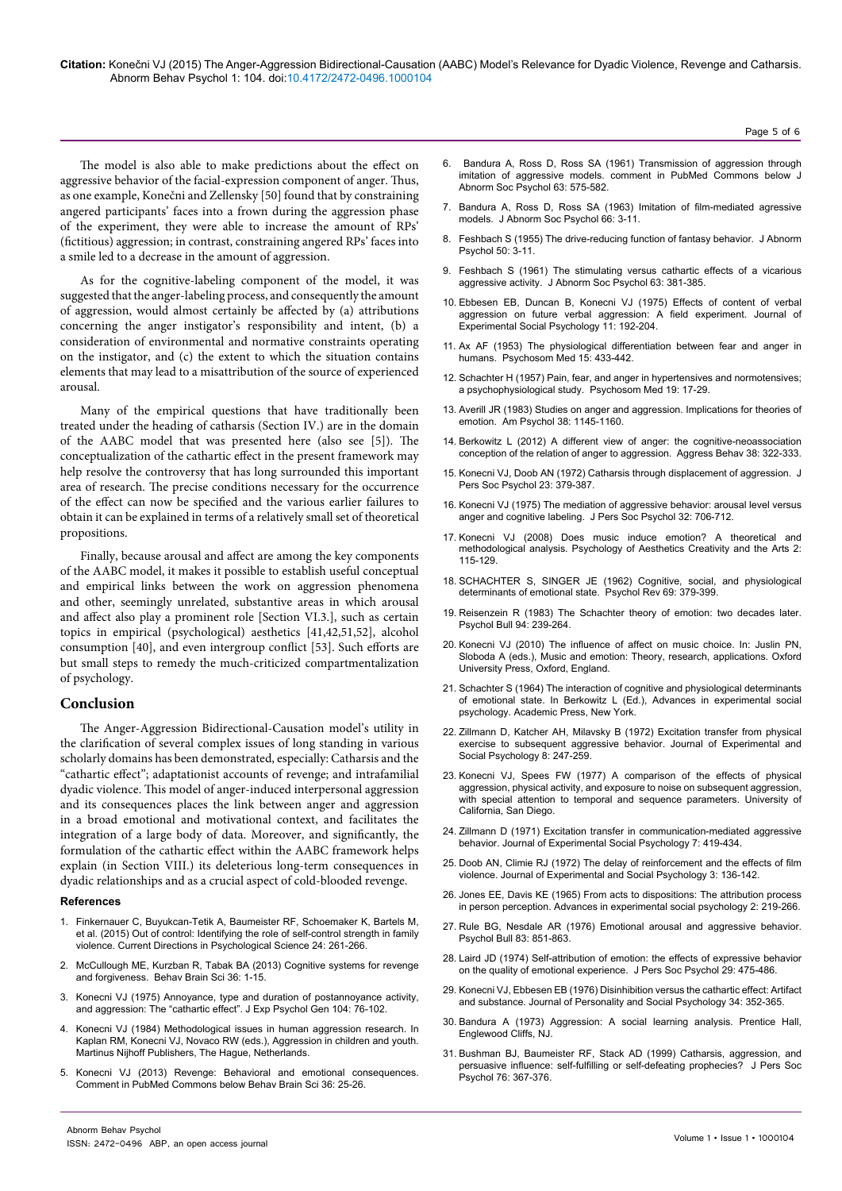The model is also able to make predictions about the effect on aggressive behavior of the facial-expression component of anger. Thus, as one example, Konečni and Zellensky [50] found that by constraining angered participants' faces into a frown during the aggression phase of the experiment, they were able to increase the amount of RPs' (fictitious) aggression; in contrast, constraining angered RPs' faces into a smile led to a decrease in the amount of aggression.

As for the cognitive-labeling component of the model, it was suggested that the anger-labeling process, and consequently the amount of aggression, would almost certainly be affected by (a) attributions concerning the anger instigator's responsibility and intent, (b) a consideration of environmental and normative constraints operating on the instigator, and (c) the extent to which the situation contains elements that may lead to a misattribution of the source of experienced arousal.

Many of the empirical questions that have traditionally been treated under the heading of catharsis (Section IV.) are in the domain of the AABC model that was presented here (also see [5]). The conceptualization of the cathartic effect in the present framework may help resolve the controversy that has long surrounded this important area of research. The precise conditions necessary for the occurrence of the effect can now be specified and the various earlier failures to obtain it can be explained in terms of a relatively small set of theoretical propositions.

Finally, because arousal and affect are among the key components of the AABC model, it makes it possible to establish useful conceptual and empirical links between the work on aggression phenomena and other, seemingly unrelated, substantive areas in which arousal and affect also play a prominent role [Section VI.3.], such as certain topics in empirical (psychological) aesthetics [41,42,51,52], alcohol consumption [40], and even intergroup conflict [53]. Such efforts are but small steps to remedy the much-criticized compartmentalization of psychology.

## Conclusion

The Anger-Aggression Bidirectional-Causation model's utility in the clarification of several complex issues of long standing in various scholarly domains has been demonstrated, especially: Catharsis and the "cathartic effect"; adaptationist accounts of revenge; and intrafamilial dyadic violence. This model of anger-induced interpersonal aggression and its consequences places the link between anger and aggression in a broad emotional and motivational context, and facilitates the integration of a large body of data. Moreover, and significantly, the formulation of the cathartic effect within the AABC framework helps explain (in Section VIII.) its deleterious long-term consequences in dyadic relationships and as a crucial aspect of cold-blooded revenge.

### References

1. Finkernauer C, Buyukcan-Tetik A, Baumeister RF, Schoemaker K, Bartels M, et al. (2015) Out of control: Identifying the role of self-control strength in family violence. Current Directions in Psychological Science 24: 261-266.
2. McCullough ME, Kurzban R, Tabak BA (2013) Cognitive systems for revenge and forgiveness. Behav Brain Sci 36: 1-15.
3. Konecni VJ (1975) Annoyance, type and duration of postannoyance activity, and aggression: The "cathartic effect". J Exp Psychol Gen 104: 76-102.
4. Konecni VJ (1984) Methodological issues in human aggression research. In Kaplan RM, Konecni VJ, Novaco RW (eds.), Aggression in children and youth. Martinus Nijhoff Publishers, The Hague, Netherlands.
5. Konecni VJ (2013) Revenge: Behavioral and emotional consequences. Comment in PubMed Commons below Behav Brain Sci 36: 25-26.
6. Bandura A, Ross D, Ross SA (1961) Transmission of aggression through imitation of aggressive models. comment in PubMed Commons below J Abnorm Soc Psychol 63: 575-582.
7. Bandura A, Ross D, Ross SA (1963) Imitation of film-mediated agressive models. J Abnorm Soc Psychol 66: 3-11.
8. Feshbach S (1955) The drive-reducing function of fantasy behavior. J Abnorm Psychol 50: 3-11.
9. Feshbach S (1961) The stimulating versus cathartic effects of a vicarious aggressive activity. J Abnorm Soc Psychol 63: 381-385.
10. Ebbesen EB, Duncan B, Konecni VJ (1975) Effects of content of verbal aggression on future verbal aggression: A field experiment. Journal of Experimental Social Psychology 11: 192-204.
11. Ax AF (1953) The physiological differentiation between fear and anger in humans. Psychosom Med 15: 433-442.
12. Schachter H (1957) Pain, fear, and anger in hypertensives and normotensives; a psychophysiological study. Psychosom Med 19: 17-29.
13. Averill JR (1983) Studies on anger and aggression. Implications for theories of emotion. Am Psychol 38: 1145-1160.
14. Berkowitz L (2012) A different view of anger: the cognitive-neoassociation conception of the relation of anger to aggression. Aggress Behav 38: 322-333.
15. Konecni VJ, Doob AN (1972) Catharsis through displacement of aggression. J Pers Soc Psychol 23: 379-387.
16. Konecni VJ (1975) The mediation of aggressive behavior: arousal level versus anger and cognitive labeling. J Pers Soc Psychol 32: 706-712.
17. Konecni VJ (2008) Does music induce emotion? A theoretical and methodological analysis. Psychology of Aesthetics Creativity and the Arts 2: 115-129.
18. SCHACHTER S, SINGER JE (1962) Cognitive, social, and physiological determinants of emotional state. Psychol Rev 69: 379-399.
19. Reisenzein R (1983) The Schachter theory of emotion: two decades later. Psychol Bull 94: 239-264.
20. Konecni VJ (2010) The influence of affect on music choice. In: Juslin PN, Sloboda A (eds.), Music and emotion: Theory, research, applications. Oxford University Press, Oxford, England.
21. Schachter S (1964) The interaction of cognitive and physiological determinants of emotional state. In Berkowitz L (Ed.), Advances in experimental social psychology. Academic Press, New York.
22. Zillmann D, Katcher AH, Milavsky B (1972) Excitation transfer from physical exercise to subsequent aggressive behavior. Journal of Experimental and Social Psychology 8: 247-259.
23. Konecni VJ, Spees FW (1977) A comparison of the effects of physical aggression, physical activity, and exposure to noise on subsequent aggression, with special attention to temporal and sequence parameters. University of California, San Diego.
24. Zillmann D (1971) Excitation transfer in communication-mediated aggressive behavior. Journal of Experimental Social Psychology 7: 419-434.
25. Doob AN, Climie RJ (1972) The delay of reinforcement and the effects of film violence. Journal of Experimental and Social Psychology 3: 136-142.
26. Jones EE, Davis KE (1965) From acts to dispositions: The attribution process in person perception. Advances in experimental social psychology 2: 219-266.
27. Rule BG, Nesdale AR (1976) Emotional arousal and aggressive behavior. Psychol Bull 83: 851-863.
28. Laird JD (1974) Self-attribution of emotion: the effects of expressive behavior on the quality of emotional experience. J Pers Soc Psychol 29: 475-486.
29. Konecni VJ, Ebbesen EB (1976) Disinhibition versus the cathartic effect: Artifact and substance. Journal of Personality and Social Psychology 34: 352-365.
30. Bandura A (1973) Aggression: A social learning analysis. Prentice Hall, Englewood Cliffs, NJ.
31. Bushman BJ, Baumeister RF, Stack AD (1999) Catharsis, aggression, and persuasive influence: self-fulfilling or self-defeating prophecies? J Pers Soc Psychol 76: 367-376.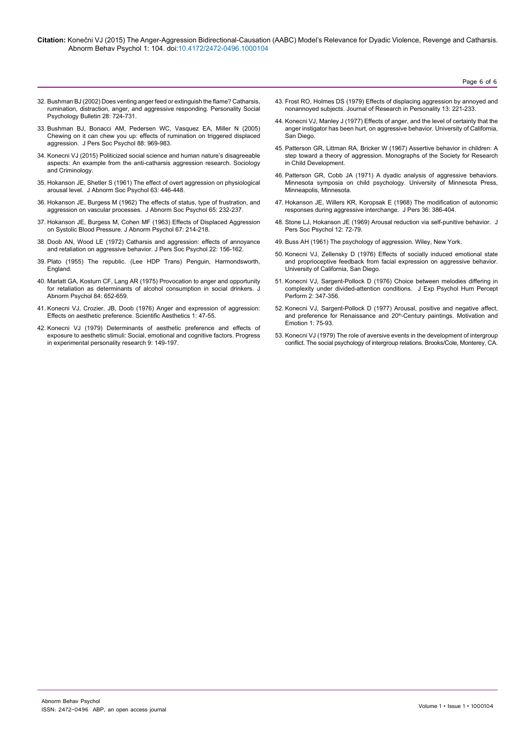32. Bushman BJ (2002) Does venting anger feed or extinguish the flame? Catharsis, rumination, distraction, anger, and aggressive responding. Personality Social Psychology Bulletin 28: 724-731.

33. Bushman BJ, Bonacci AM, Pedersen WC, Vasquez EA, Miller N (2005) Chewing on it can chew you up: effects of rumination on triggered displaced aggression. J Pers Soc Psychol 88: 969-983.

34. Konecni VJ (2015) Politicized social science and human nature's disagreeable aspects: An example from the anti-catharsis aggression research. Sociology and Criminology.

35. Hokanson JE, Shetler S (1961) The effect of overt aggression on physiological arousal level. J Abnorm Soc Psychol 63: 446-448.

36. Hokanson JE, Burgess M (1962) The effects of status, type of frustration, and aggression on vascular processes. J Abnorm Soc Psychol 65: 232-237.

37. Hokanson JE, Burgess M, Cohen MF (1963) Effects of Displaced Aggression on Systolic Blood Pressure. J Abnorm Psychol 67: 214-218.

38. Doob AN, Wood LE (1972) Catharsis and aggression: effects of annoyance and retaliation on aggressive behavior. J Pers Soc Psychol 22: 156-162.

39. Plato (1955) The republic. (Lee HDP Trans) Penguin, Harmondsworth, England.

40. Marlatt GA, Kosturn CF, Lang AR (1975) Provocation to anger and opportunity for retaliation as determinants of alcohol consumption in social drinkers. J Abnorm Psychol 84: 652-659.

41. Konecni VJ, Crozier, JB, Doob (1976) Anger and expression of aggression: Effects on aesthetic preference. Scientific Aesthetics 1: 47-55.

42. Konecni VJ (1979) Determinants of aesthetic preference and effects of exposure to aesthetic stimuli: Social, emotional and cognitive factors. Progress in experimental personality research 9: 149-197.

43. Frost RO, Holmes DS (1979) Effects of displacing aggression by annoyed and nonannoyed subjects. Journal of Research in Personality 13: 221-233.

44. Konecni VJ, Manley J (1977) Effects of anger, and the level of certainty that the anger instigator has been hurt, on aggressive behavior. University of California, San Diego.

45. Patterson GR, Littman RA, Bricker W (1967) Assertive behavior in children: A step toward a theory of aggression. Monographs of the Society for Research in Child Development.

46. Patterson GR, Cobb JA (1971) A dyadic analysis of aggressive behaviors. Minnesota symposia on child psychology. University of Minnesota Press, Minneapolis, Minnesota.

47. Hokanson JE, Willers KR, Koropsak E (1968) The modification of autonomic responses during aggressive interchange. J Pers 36: 386-404.

48. Stone LJ, Hokanson JE (1969) Arousal reduction via self-punitive behavior. J Pers Soc Psychol 12: 72-79.

49. Buss AH (1961) The psychology of aggression. Wiley, New York.

50. Konecni VJ, Zellensky D (1976) Effects of socially induced emotional state and proprioceptive feedback from facial expression on aggressive behavior. University of California, San Diego.

51. Konecni VJ, Sargent-Pollock D (1976) Choice between melodies differing in complexity under divided-attention conditions. J Exp Psychol Hum Percept Perform 2: 347-356.

52. Konecni VJ, Sargent-Pollock D (1977) Arousal, positive and negative affect, and preference for Renaissance and 20th-Century paintings. Motivation and Emotion 1: 75-93.

53. Konecni VJ (1979) The role of aversive events in the development of intergroup conflict. The social psychology of intergroup relations. Brooks/Cole, Monterey, CA.